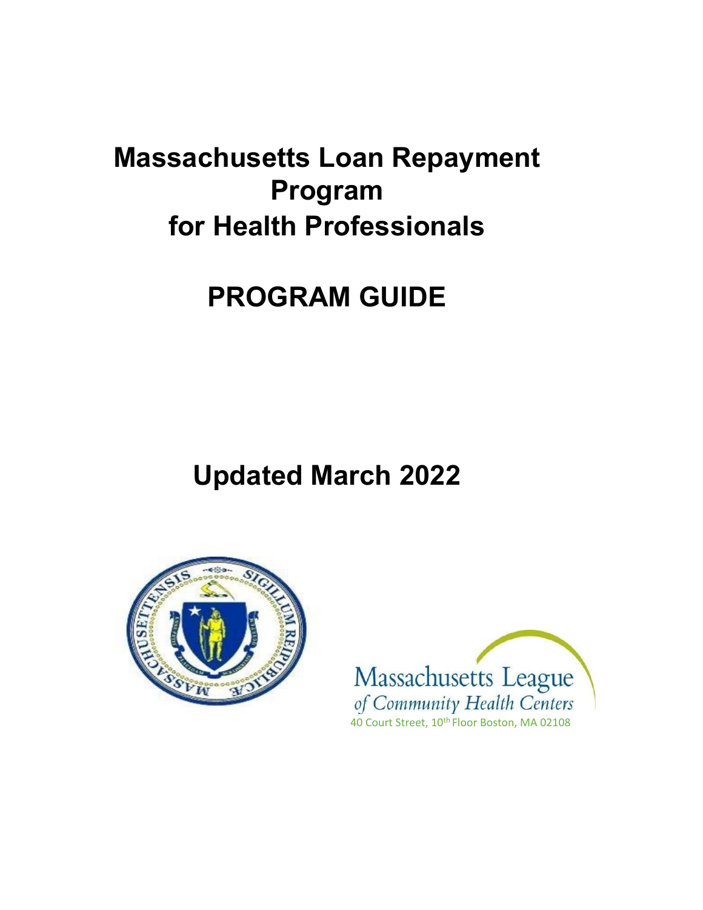# Massachusetts Loan Repayment Program for Health Professionals

# PROGRAM GUIDE

## Updated March 2022

Massachusetts League of Community Health Centers

40 Court Street, 10th Floor Boston, MA 02108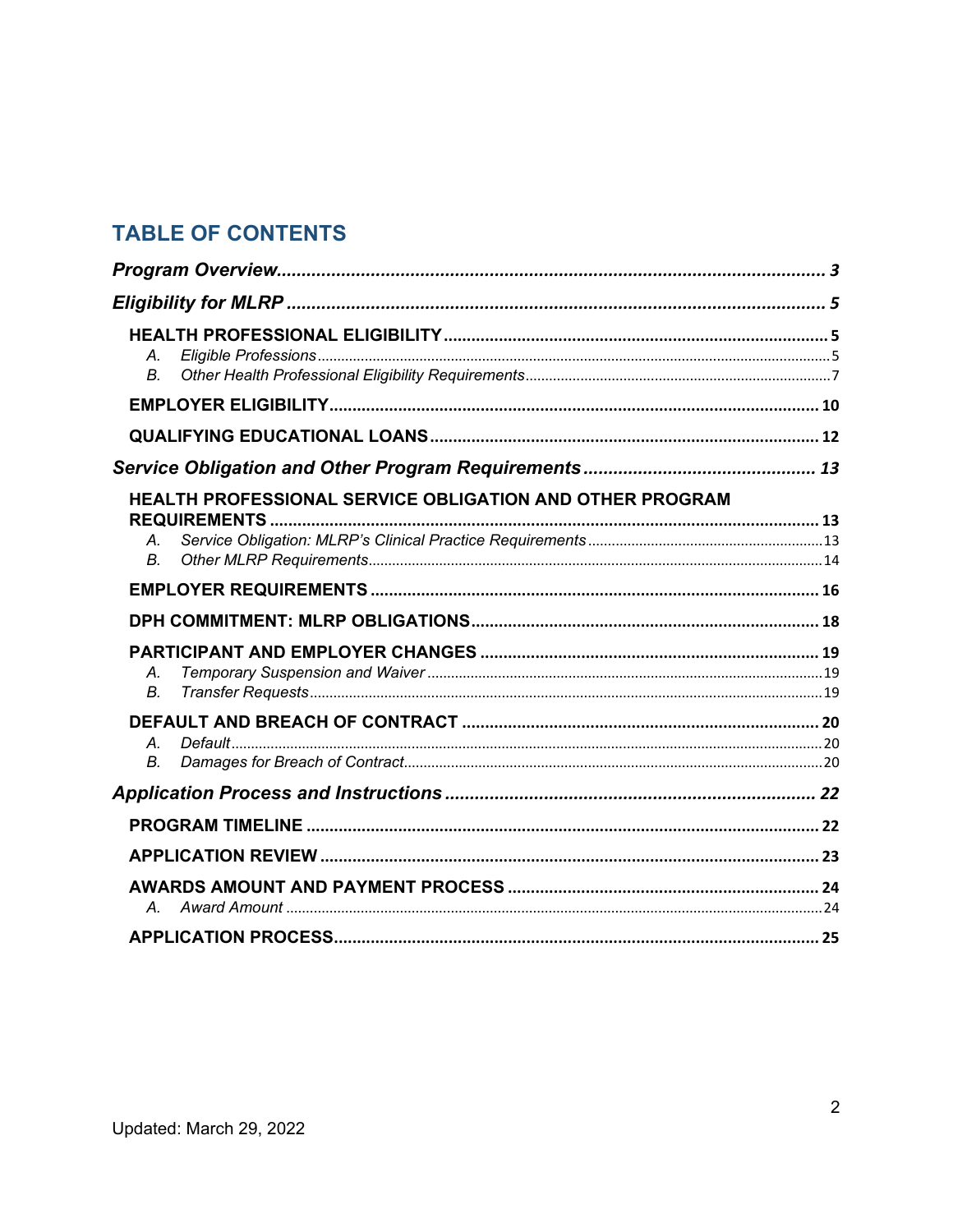## TABLE OF CONTENTS

***Program Overview*** ........ 3

***Eligibility for MLRP*** ........ 5

**HEALTH PROFESSIONAL ELIGIBILITY** ........ 5

- A. *Eligible Professions* ........ 5
- B. *Other Health Professional Eligibility Requirements* ........ 7

**EMPLOYER ELIGIBILITY** ........ 10

**QUALIFYING EDUCATIONAL LOANS** ........ 12

***Service Obligation and Other Program Requirements*** ........ 13

**HEALTH PROFESSIONAL SERVICE OBLIGATION AND OTHER PROGRAM REQUIREMENTS** ........ 13

- A. *Service Obligation: MLRP's Clinical Practice Requirements* ........ 13
- B. *Other MLRP Requirements* ........ 14

**EMPLOYER REQUIREMENTS** ........ 16

**DPH COMMITMENT: MLRP OBLIGATIONS** ........ 18

**PARTICIPANT AND EMPLOYER CHANGES** ........ 19

- A. *Temporary Suspension and Waiver* ........ 19
- B. *Transfer Requests* ........ 19

**DEFAULT AND BREACH OF CONTRACT** ........ 20

- A. *Default* ........ 20
- B. *Damages for Breach of Contract* ........ 20

***Application Process and Instructions*** ........ 22

**PROGRAM TIMELINE** ........ 22

**APPLICATION REVIEW** ........ 23

**AWARDS AMOUNT AND PAYMENT PROCESS** ........ 24

- A. *Award Amount* ........ 24

**APPLICATION PROCESS** ........ 25

Updated: March 29, 2022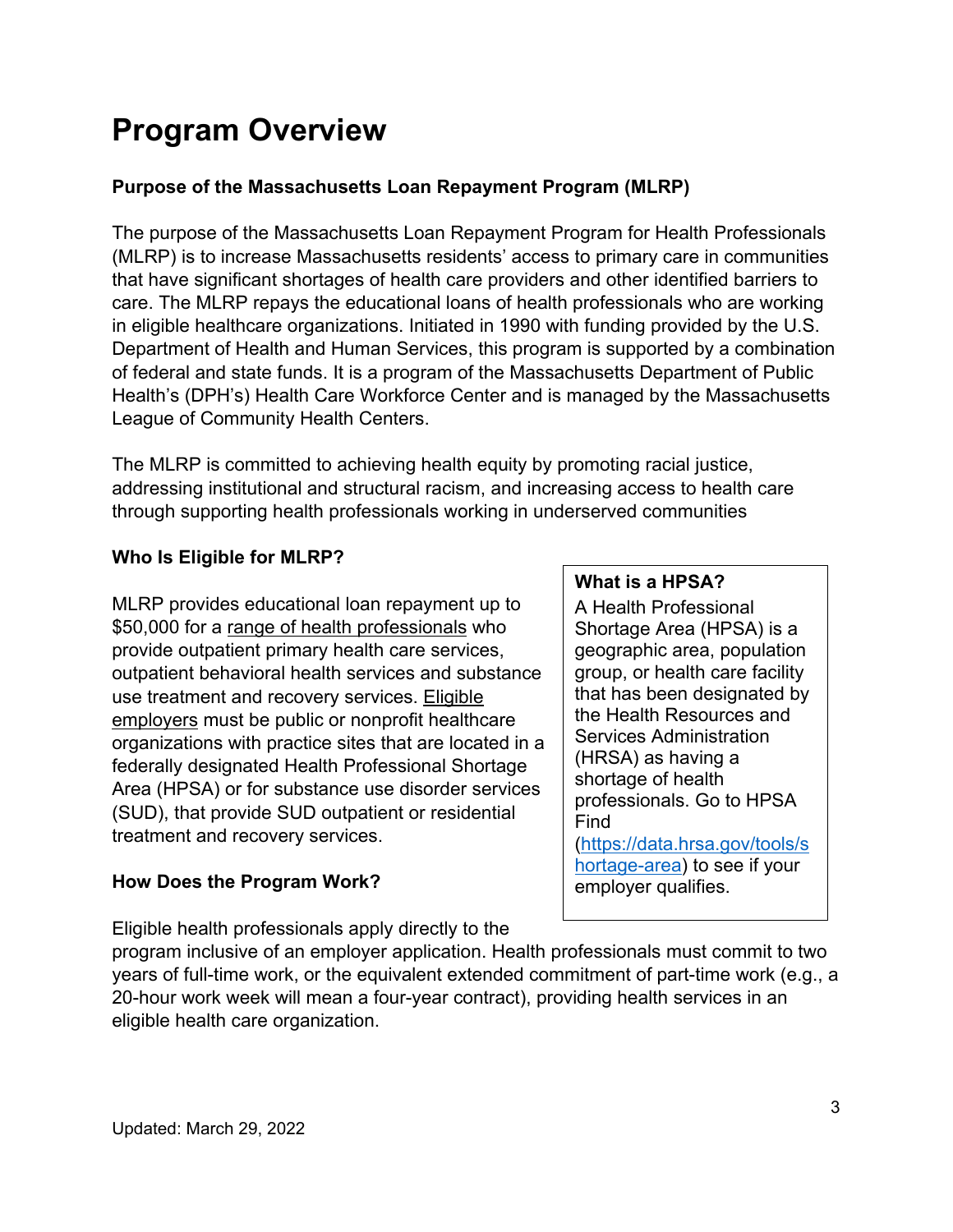# Program Overview

**Purpose of the Massachusetts Loan Repayment Program (MLRP)**

The purpose of the Massachusetts Loan Repayment Program for Health Professionals (MLRP) is to increase Massachusetts residents' access to primary care in communities that have significant shortages of health care providers and other identified barriers to care. The MLRP repays the educational loans of health professionals who are working in eligible healthcare organizations. Initiated in 1990 with funding provided by the U.S. Department of Health and Human Services, this program is supported by a combination of federal and state funds. It is a program of the Massachusetts Department of Public Health's (DPH's) Health Care Workforce Center and is managed by the Massachusetts League of Community Health Centers.

The MLRP is committed to achieving health equity by promoting racial justice, addressing institutional and structural racism, and increasing access to health care through supporting health professionals working in underserved communities

**Who Is Eligible for MLRP?**

MLRP provides educational loan repayment up to $50,000 for a range of health professionals who provide outpatient primary health care services, outpatient behavioral health services and substance use treatment and recovery services. Eligible employers must be public or nonprofit healthcare organizations with practice sites that are located in a federally designated Health Professional Shortage Area (HPSA) or for substance use disorder services (SUD), that provide SUD outpatient or residential treatment and recovery services.

> **What is a HPSA?**
> A Health Professional Shortage Area (HPSA) is a geographic area, population group, or health care facility that has been designated by the Health Resources and Services Administration (HRSA) as having a shortage of health professionals. Go to HPSA Find (https://data.hrsa.gov/tools/shortage-area) to see if your employer qualifies.

**How Does the Program Work?**

Eligible health professionals apply directly to the program inclusive of an employer application. Health professionals must commit to two years of full-time work, or the equivalent extended commitment of part-time work (e.g., a 20-hour work week will mean a four-year contract), providing health services in an eligible health care organization.

Updated: March 29, 2022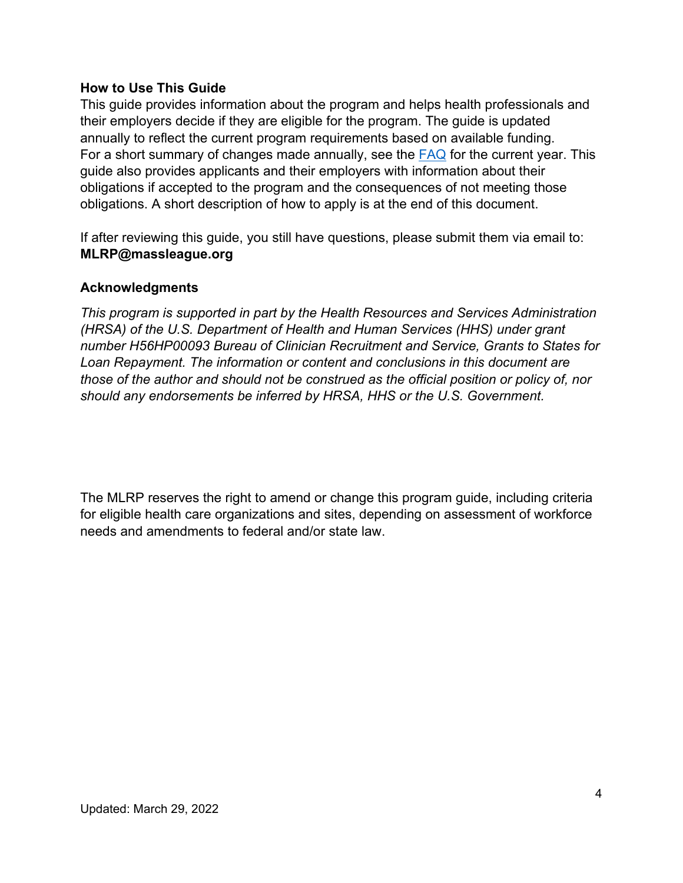### How to Use This Guide

This guide provides information about the program and helps health professionals and their employers decide if they are eligible for the program. The guide is updated annually to reflect the current program requirements based on available funding. For a short summary of changes made annually, see the [FAQ](FAQ) for the current year. This guide also provides applicants and their employers with information about their obligations if accepted to the program and the consequences of not meeting those obligations. A short description of how to apply is at the end of this document.

If after reviewing this guide, you still have questions, please submit them via email to: **MLRP@massleague.org**

### Acknowledgments

*This program is supported in part by the Health Resources and Services Administration (HRSA) of the U.S. Department of Health and Human Services (HHS) under grant number H56HP00093 Bureau of Clinician Recruitment and Service, Grants to States for Loan Repayment. The information or content and conclusions in this document are those of the author and should not be construed as the official position or policy of, nor should any endorsements be inferred by HRSA, HHS or the U.S. Government.*

The MLRP reserves the right to amend or change this program guide, including criteria for eligible health care organizations and sites, depending on assessment of workforce needs and amendments to federal and/or state law.

Updated: March 29, 2022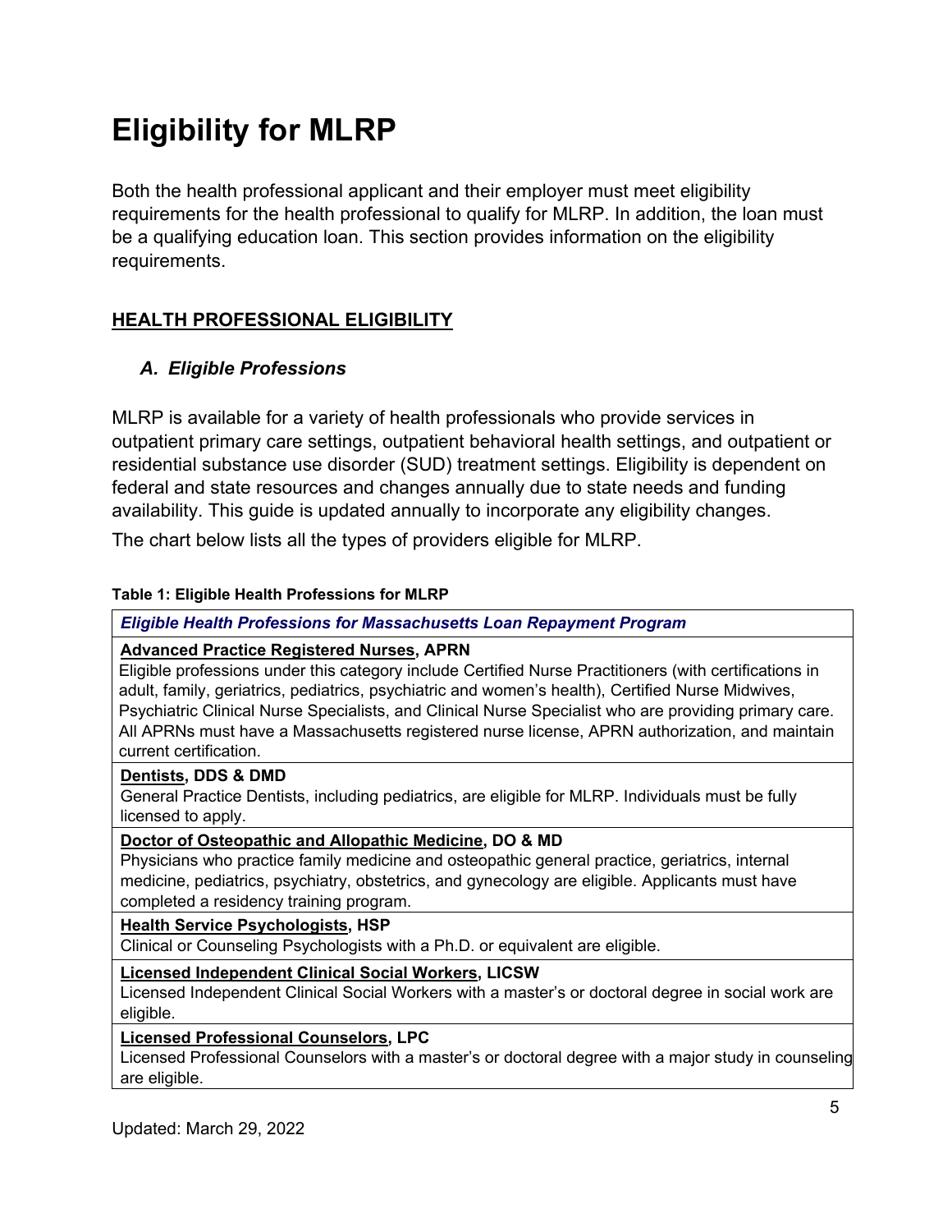# Eligibility for MLRP

Both the health professional applicant and their employer must meet eligibility requirements for the health professional to qualify for MLRP. In addition, the loan must be a qualifying education loan. This section provides information on the eligibility requirements.

## HEALTH PROFESSIONAL ELIGIBILITY

### *A. Eligible Professions*

MLRP is available for a variety of health professionals who provide services in outpatient primary care settings, outpatient behavioral health settings, and outpatient or residential substance use disorder (SUD) treatment settings. Eligibility is dependent on federal and state resources and changes annually due to state needs and funding availability. This guide is updated annually to incorporate any eligibility changes.

The chart below lists all the types of providers eligible for MLRP.

**Table 1: Eligible Health Professions for MLRP**

| ***Eligible Health Professions for Massachusetts Loan Repayment Program*** |
|---|
| **Advanced Practice Registered Nurses, APRN**<br>Eligible professions under this category include Certified Nurse Practitioners (with certifications in adult, family, geriatrics, pediatrics, psychiatric and women's health), Certified Nurse Midwives, Psychiatric Clinical Nurse Specialists, and Clinical Nurse Specialist who are providing primary care. All APRNs must have a Massachusetts registered nurse license, APRN authorization, and maintain current certification. |
| **Dentists, DDS & DMD**<br>General Practice Dentists, including pediatrics, are eligible for MLRP. Individuals must be fully licensed to apply. |
| **Doctor of Osteopathic and Allopathic Medicine, DO & MD**<br>Physicians who practice family medicine and osteopathic general practice, geriatrics, internal medicine, pediatrics, psychiatry, obstetrics, and gynecology are eligible. Applicants must have completed a residency training program. |
| **Health Service Psychologists, HSP**<br>Clinical or Counseling Psychologists with a Ph.D. or equivalent are eligible. |
| **Licensed Independent Clinical Social Workers, LICSW**<br>Licensed Independent Clinical Social Workers with a master's or doctoral degree in social work are eligible. |
| **Licensed Professional Counselors, LPC**<br>Licensed Professional Counselors with a master's or doctoral degree with a major study in counseling are eligible. |

Updated: March 29, 2022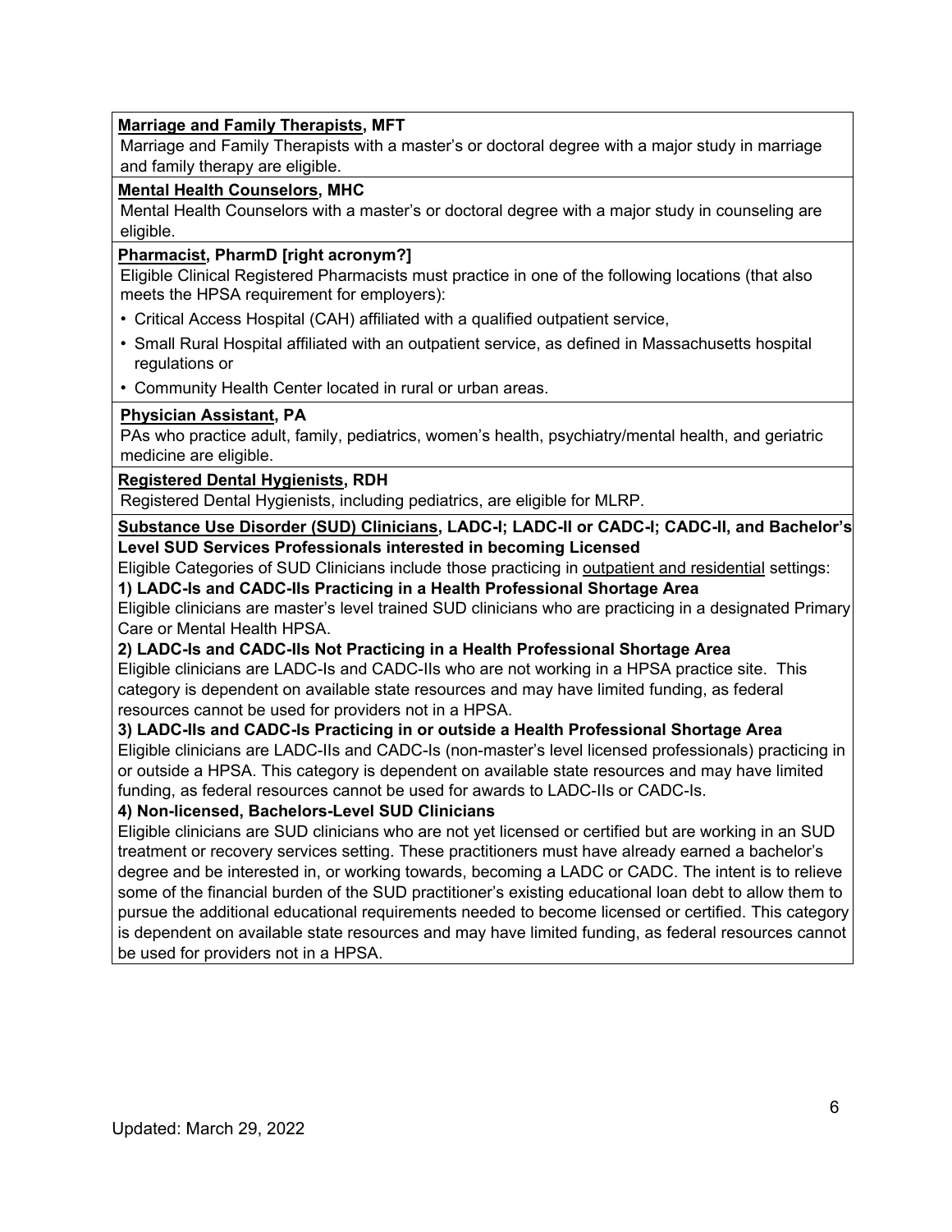**Marriage and Family Therapists, MFT**

Marriage and Family Therapists with a master's or doctoral degree with a major study in marriage and family therapy are eligible.

**Mental Health Counselors, MHC**

Mental Health Counselors with a master's or doctoral degree with a major study in counseling are eligible.

**Pharmacist, PharmD [right acronym?]**

Eligible Clinical Registered Pharmacists must practice in one of the following locations (that also meets the HPSA requirement for employers):

- Critical Access Hospital (CAH) affiliated with a qualified outpatient service,
- Small Rural Hospital affiliated with an outpatient service, as defined in Massachusetts hospital regulations or
- Community Health Center located in rural or urban areas.

**Physician Assistant, PA**

PAs who practice adult, family, pediatrics, women's health, psychiatry/mental health, and geriatric medicine are eligible.

**Registered Dental Hygienists, RDH**

Registered Dental Hygienists, including pediatrics, are eligible for MLRP.

**Substance Use Disorder (SUD) Clinicians, LADC-I; LADC-II or CADC-I; CADC-II, and Bachelor's Level SUD Services Professionals interested in becoming Licensed**

Eligible Categories of SUD Clinicians include those practicing in outpatient and residential settings:

**1) LADC-Is and CADC-IIs Practicing in a Health Professional Shortage Area**

Eligible clinicians are master's level trained SUD clinicians who are practicing in a designated Primary Care or Mental Health HPSA.

**2) LADC-Is and CADC-IIs Not Practicing in a Health Professional Shortage Area**

Eligible clinicians are LADC-Is and CADC-IIs who are not working in a HPSA practice site. This category is dependent on available state resources and may have limited funding, as federal resources cannot be used for providers not in a HPSA.

**3) LADC-IIs and CADC-Is Practicing in or outside a Health Professional Shortage Area**

Eligible clinicians are LADC-IIs and CADC-Is (non-master's level licensed professionals) practicing in or outside a HPSA. This category is dependent on available state resources and may have limited funding, as federal resources cannot be used for awards to LADC-IIs or CADC-Is.

**4) Non-licensed, Bachelors-Level SUD Clinicians**

Eligible clinicians are SUD clinicians who are not yet licensed or certified but are working in an SUD treatment or recovery services setting. These practitioners must have already earned a bachelor's degree and be interested in, or working towards, becoming a LADC or CADC. The intent is to relieve some of the financial burden of the SUD practitioner's existing educational loan debt to allow them to pursue the additional educational requirements needed to become licensed or certified. This category is dependent on available state resources and may have limited funding, as federal resources cannot be used for providers not in a HPSA.

Updated: March 29, 2022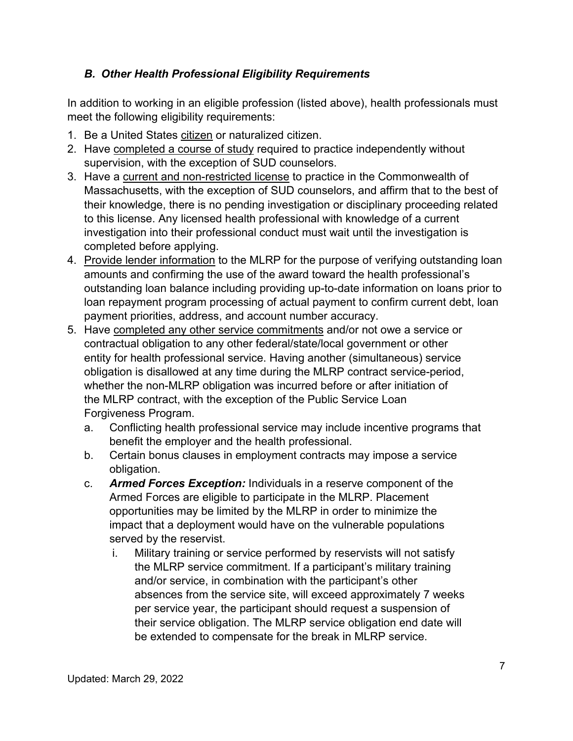### *B. Other Health Professional Eligibility Requirements*

In addition to working in an eligible profession (listed above), health professionals must meet the following eligibility requirements:

1. Be a United States citizen or naturalized citizen.
2. Have completed a course of study required to practice independently without supervision, with the exception of SUD counselors.
3. Have a current and non-restricted license to practice in the Commonwealth of Massachusetts, with the exception of SUD counselors, and affirm that to the best of their knowledge, there is no pending investigation or disciplinary proceeding related to this license. Any licensed health professional with knowledge of a current investigation into their professional conduct must wait until the investigation is completed before applying.
4. Provide lender information to the MLRP for the purpose of verifying outstanding loan amounts and confirming the use of the award toward the health professional's outstanding loan balance including providing up-to-date information on loans prior to loan repayment program processing of actual payment to confirm current debt, loan payment priorities, address, and account number accuracy.
5. Have completed any other service commitments and/or not owe a service or contractual obligation to any other federal/state/local government or other entity for health professional service. Having another (simultaneous) service obligation is disallowed at any time during the MLRP contract service-period, whether the non-MLRP obligation was incurred before or after initiation of the MLRP contract, with the exception of the Public Service Loan Forgiveness Program.
   a. Conflicting health professional service may include incentive programs that benefit the employer and the health professional.
   b. Certain bonus clauses in employment contracts may impose a service obligation.
   c. ***Armed Forces Exception:*** Individuals in a reserve component of the Armed Forces are eligible to participate in the MLRP. Placement opportunities may be limited by the MLRP in order to minimize the impact that a deployment would have on the vulnerable populations served by the reservist.
      i. Military training or service performed by reservists will not satisfy the MLRP service commitment. If a participant's military training and/or service, in combination with the participant's other absences from the service site, will exceed approximately 7 weeks per service year, the participant should request a suspension of their service obligation. The MLRP service obligation end date will be extended to compensate for the break in MLRP service.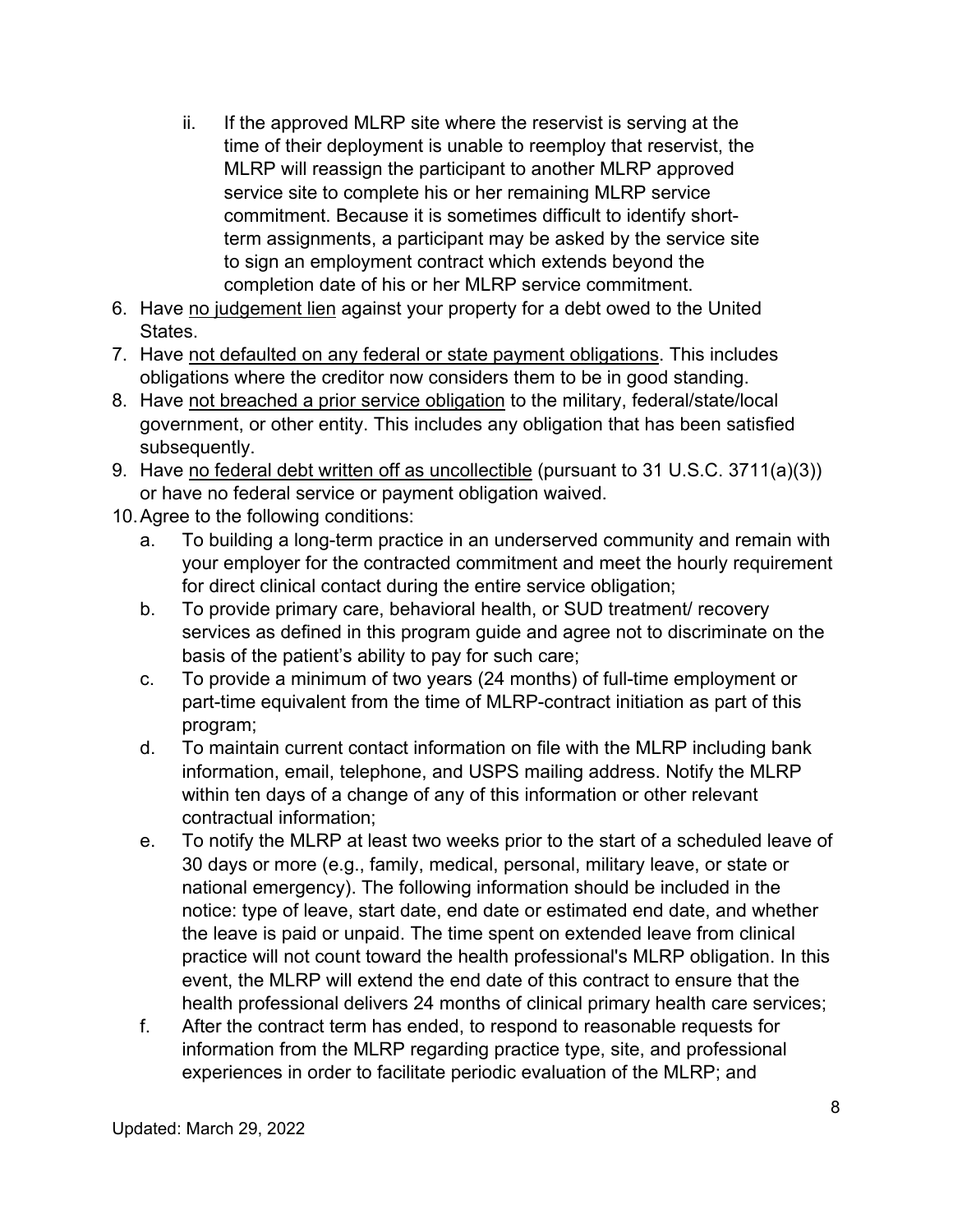ii. If the approved MLRP site where the reservist is serving at the time of their deployment is unable to reemploy that reservist, the MLRP will reassign the participant to another MLRP approved service site to complete his or her remaining MLRP service commitment. Because it is sometimes difficult to identify short-term assignments, a participant may be asked by the service site to sign an employment contract which extends beyond the completion date of his or her MLRP service commitment.

6. Have <u>no judgement lien</u> against your property for a debt owed to the United States.
7. Have <u>not defaulted on any federal or state payment obligations</u>. This includes obligations where the creditor now considers them to be in good standing.
8. Have <u>not breached a prior service obligation</u> to the military, federal/state/local government, or other entity. This includes any obligation that has been satisfied subsequently.
9. Have <u>no federal debt written off as uncollectible</u> (pursuant to 31 U.S.C. 3711(a)(3)) or have no federal service or payment obligation waived.
10. Agree to the following conditions:
    a. To building a long-term practice in an underserved community and remain with your employer for the contracted commitment and meet the hourly requirement for direct clinical contact during the entire service obligation;
    b. To provide primary care, behavioral health, or SUD treatment/ recovery services as defined in this program guide and agree not to discriminate on the basis of the patient's ability to pay for such care;
    c. To provide a minimum of two years (24 months) of full-time employment or part-time equivalent from the time of MLRP-contract initiation as part of this program;
    d. To maintain current contact information on file with the MLRP including bank information, email, telephone, and USPS mailing address. Notify the MLRP within ten days of a change of any of this information or other relevant contractual information;
    e. To notify the MLRP at least two weeks prior to the start of a scheduled leave of 30 days or more (e.g., family, medical, personal, military leave, or state or national emergency). The following information should be included in the notice: type of leave, start date, end date or estimated end date, and whether the leave is paid or unpaid. The time spent on extended leave from clinical practice will not count toward the health professional's MLRP obligation. In this event, the MLRP will extend the end date of this contract to ensure that the health professional delivers 24 months of clinical primary health care services;
    f. After the contract term has ended, to respond to reasonable requests for information from the MLRP regarding practice type, site, and professional experiences in order to facilitate periodic evaluation of the MLRP; and

Updated: March 29, 2022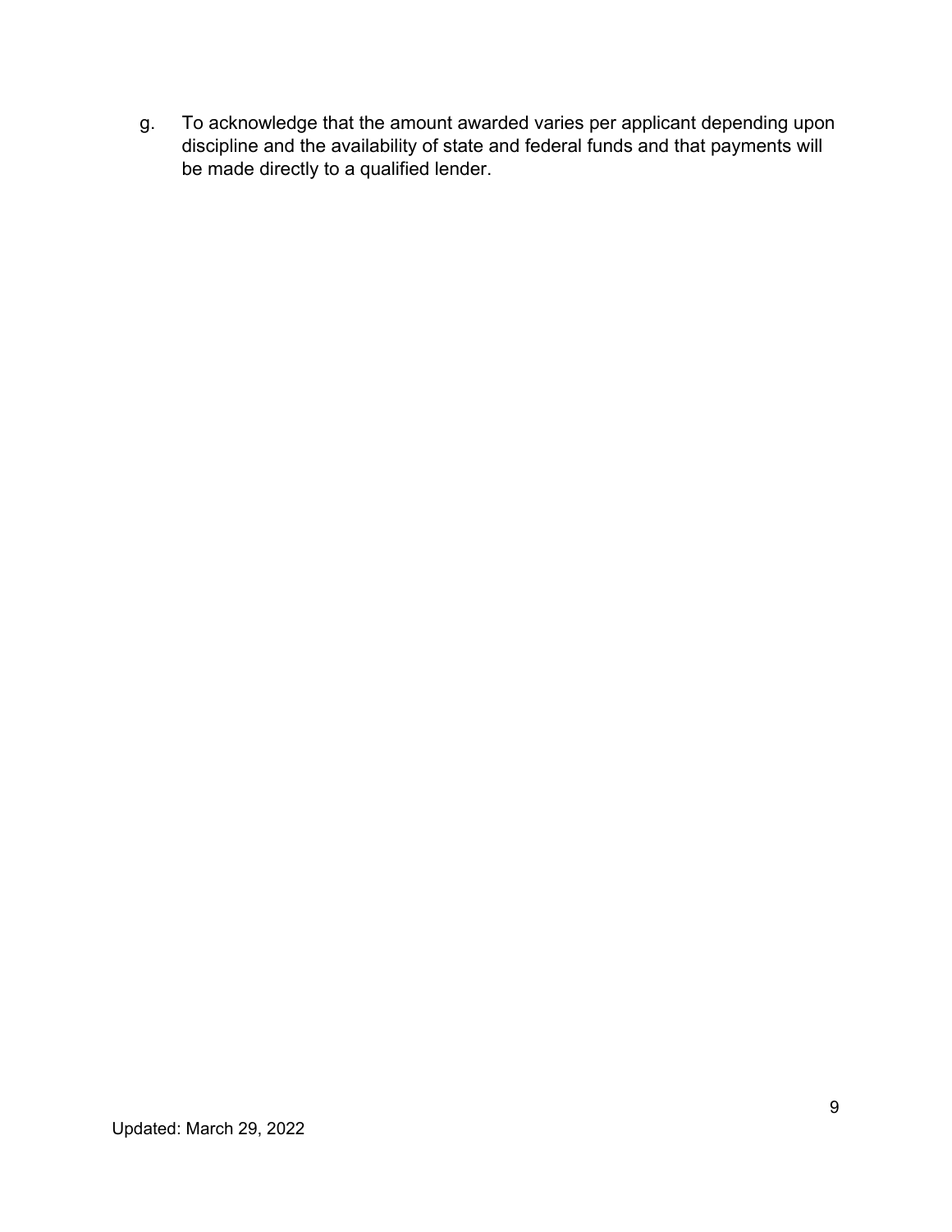g. To acknowledge that the amount awarded varies per applicant depending upon discipline and the availability of state and federal funds and that payments will be made directly to a qualified lender.

Updated: March 29, 2022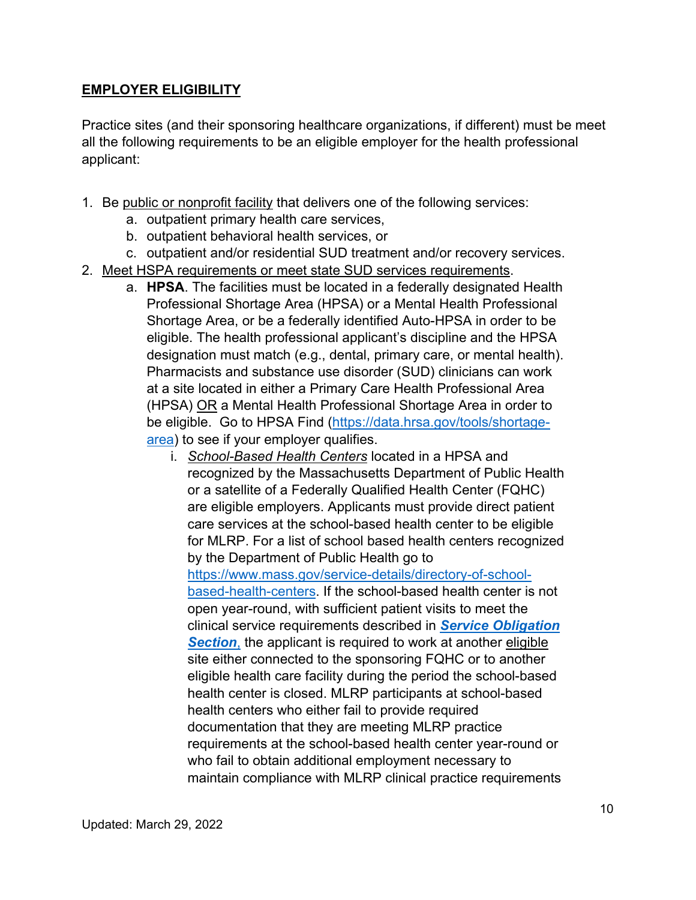## EMPLOYER ELIGIBILITY

Practice sites (and their sponsoring healthcare organizations, if different) must be meet all the following requirements to be an eligible employer for the health professional applicant:

1. Be public or nonprofit facility that delivers one of the following services:
    a. outpatient primary health care services,
    b. outpatient behavioral health services, or
    c. outpatient and/or residential SUD treatment and/or recovery services.
2. Meet HSPA requirements or meet state SUD services requirements.
    a. **HPSA**. The facilities must be located in a federally designated Health Professional Shortage Area (HPSA) or a Mental Health Professional Shortage Area, or be a federally identified Auto-HPSA in order to be eligible. The health professional applicant's discipline and the HPSA designation must match (e.g., dental, primary care, or mental health). Pharmacists and substance use disorder (SUD) clinicians can work at a site located in either a Primary Care Health Professional Area (HPSA) OR a Mental Health Professional Shortage Area in order to be eligible. Go to HPSA Find (https://data.hrsa.gov/tools/shortage-area) to see if your employer qualifies.
        i. *School-Based Health Centers* located in a HPSA and recognized by the Massachusetts Department of Public Health or a satellite of a Federally Qualified Health Center (FQHC) are eligible employers. Applicants must provide direct patient care services at the school-based health center to be eligible for MLRP. For a list of school based health centers recognized by the Department of Public Health go to https://www.mass.gov/service-details/directory-of-school-based-health-centers. If the school-based health center is not open year-round, with sufficient patient visits to meet the clinical service requirements described in ***Service Obligation Section***, the applicant is required to work at another eligible site either connected to the sponsoring FQHC or to another eligible health care facility during the period the school-based health center is closed. MLRP participants at school-based health centers who either fail to provide required documentation that they are meeting MLRP practice requirements at the school-based health center year-round or who fail to obtain additional employment necessary to maintain compliance with MLRP clinical practice requirements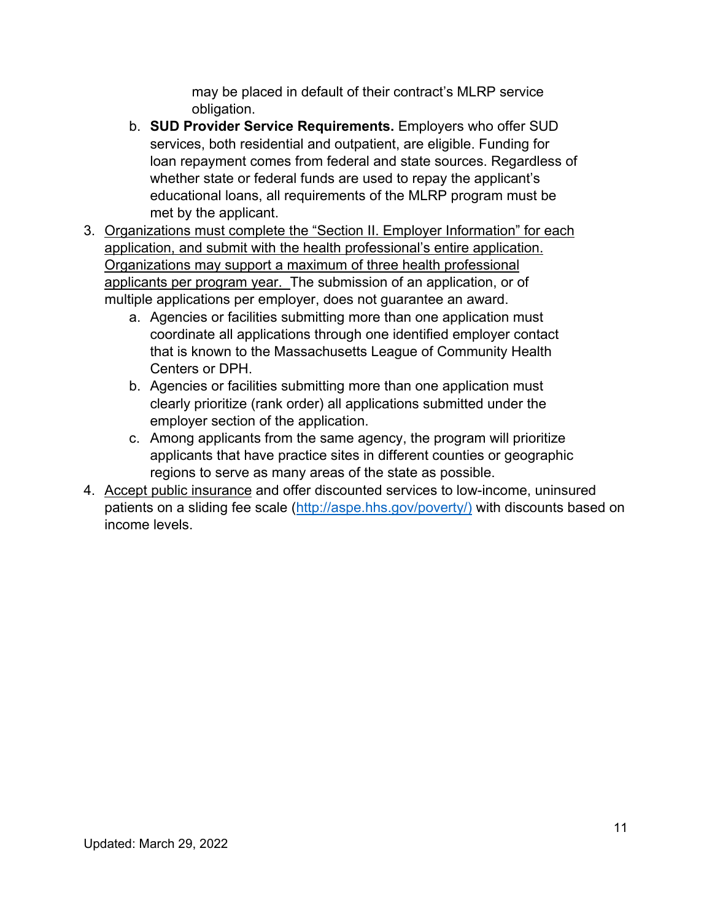may be placed in default of their contract's MLRP service obligation.

b. **SUD Provider Service Requirements.** Employers who offer SUD services, both residential and outpatient, are eligible. Funding for loan repayment comes from federal and state sources. Regardless of whether state or federal funds are used to repay the applicant's educational loans, all requirements of the MLRP program must be met by the applicant.

3. <u>Organizations must complete the "Section II. Employer Information" for each application, and submit with the health professional's entire application. Organizations may support a maximum of three health professional applicants per program year.</u> The submission of an application, or of multiple applications per employer, does not guarantee an award.
   a. Agencies or facilities submitting more than one application must coordinate all applications through one identified employer contact that is known to the Massachusetts League of Community Health Centers or DPH.
   b. Agencies or facilities submitting more than one application must clearly prioritize (rank order) all applications submitted under the employer section of the application.
   c. Among applicants from the same agency, the program will prioritize applicants that have practice sites in different counties or geographic regions to serve as many areas of the state as possible.
4. <u>Accept public insurance</u> and offer discounted services to low-income, uninsured patients on a sliding fee scale (http://aspe.hhs.gov/poverty/) with discounts based on income levels.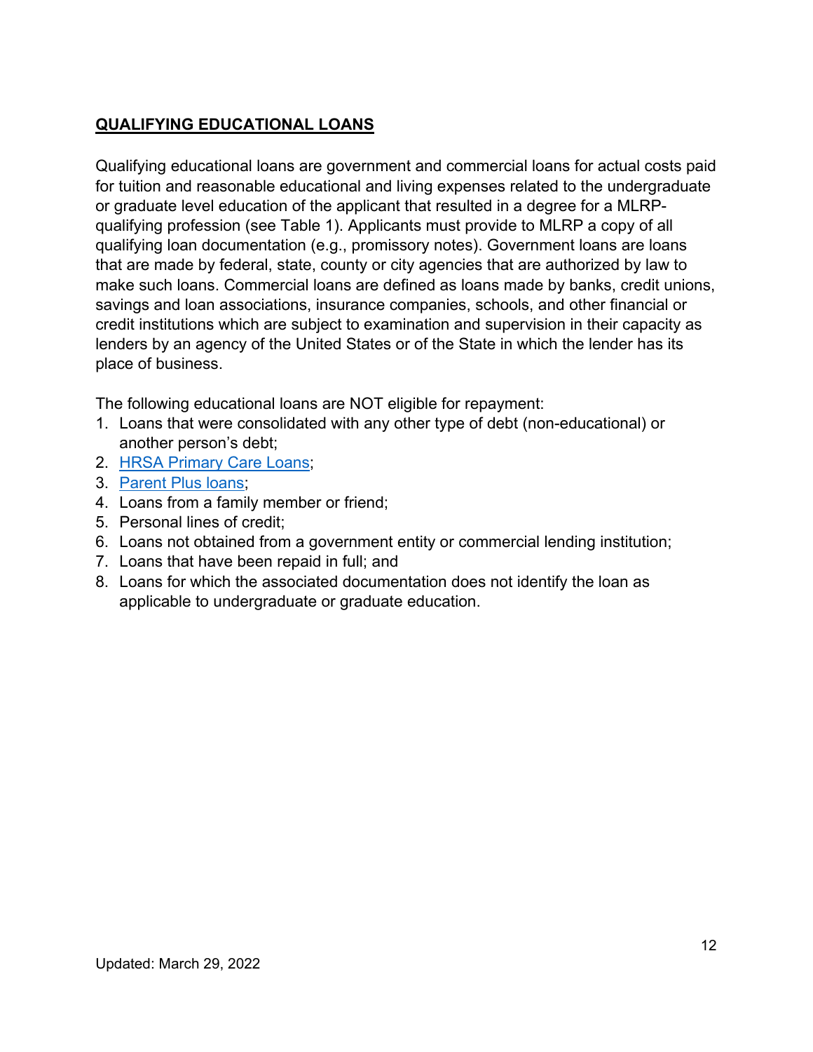## QUALIFYING EDUCATIONAL LOANS

Qualifying educational loans are government and commercial loans for actual costs paid for tuition and reasonable educational and living expenses related to the undergraduate or graduate level education of the applicant that resulted in a degree for a MLRP-qualifying profession (see Table 1). Applicants must provide to MLRP a copy of all qualifying loan documentation (e.g., promissory notes). Government loans are loans that are made by federal, state, county or city agencies that are authorized by law to make such loans. Commercial loans are defined as loans made by banks, credit unions, savings and loan associations, insurance companies, schools, and other financial or credit institutions which are subject to examination and supervision in their capacity as lenders by an agency of the United States or of the State in which the lender has its place of business.

The following educational loans are NOT eligible for repayment:

1. Loans that were consolidated with any other type of debt (non-educational) or another person's debt;
2. HRSA Primary Care Loans;
3. Parent Plus loans;
4. Loans from a family member or friend;
5. Personal lines of credit;
6. Loans not obtained from a government entity or commercial lending institution;
7. Loans that have been repaid in full; and
8. Loans for which the associated documentation does not identify the loan as applicable to undergraduate or graduate education.

Updated: March 29, 2022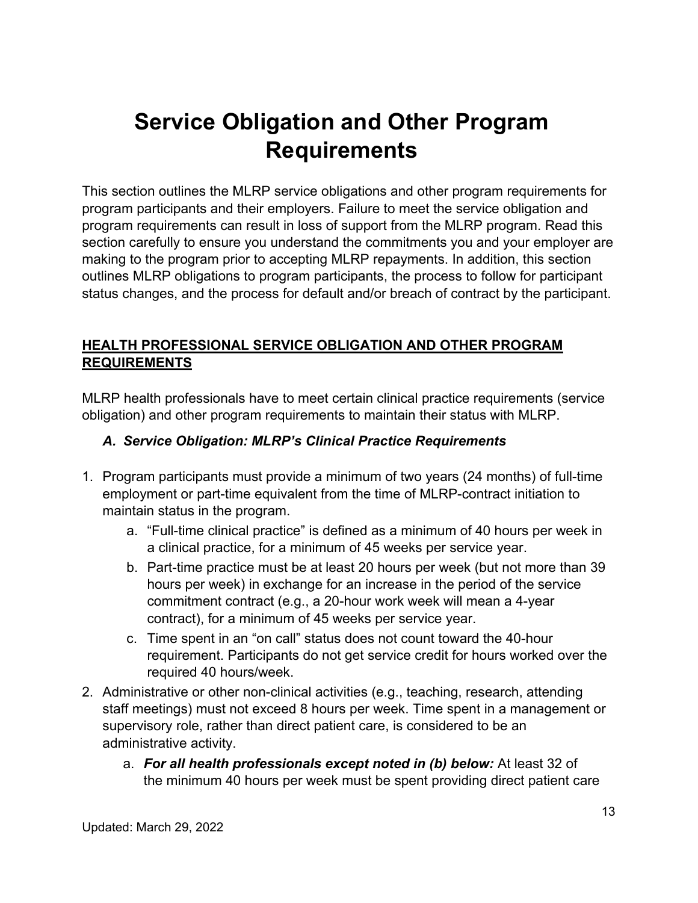# Service Obligation and Other Program Requirements

This section outlines the MLRP service obligations and other program requirements for program participants and their employers. Failure to meet the service obligation and program requirements can result in loss of support from the MLRP program. Read this section carefully to ensure you understand the commitments you and your employer are making to the program prior to accepting MLRP repayments. In addition, this section outlines MLRP obligations to program participants, the process to follow for participant status changes, and the process for default and/or breach of contract by the participant.

## HEALTH PROFESSIONAL SERVICE OBLIGATION AND OTHER PROGRAM REQUIREMENTS

MLRP health professionals have to meet certain clinical practice requirements (service obligation) and other program requirements to maintain their status with MLRP.

### *A. Service Obligation: MLRP's Clinical Practice Requirements*

1. Program participants must provide a minimum of two years (24 months) of full-time employment or part-time equivalent from the time of MLRP-contract initiation to maintain status in the program.
   a. "Full-time clinical practice" is defined as a minimum of 40 hours per week in a clinical practice, for a minimum of 45 weeks per service year.
   b. Part-time practice must be at least 20 hours per week (but not more than 39 hours per week) in exchange for an increase in the period of the service commitment contract (e.g., a 20-hour work week will mean a 4-year contract), for a minimum of 45 weeks per service year.
   c. Time spent in an "on call" status does not count toward the 40-hour requirement. Participants do not get service credit for hours worked over the required 40 hours/week.
2. Administrative or other non-clinical activities (e.g., teaching, research, attending staff meetings) must not exceed 8 hours per week. Time spent in a management or supervisory role, rather than direct patient care, is considered to be an administrative activity.
   a. ***For all health professionals except noted in (b) below:*** At least 32 of the minimum 40 hours per week must be spent providing direct patient care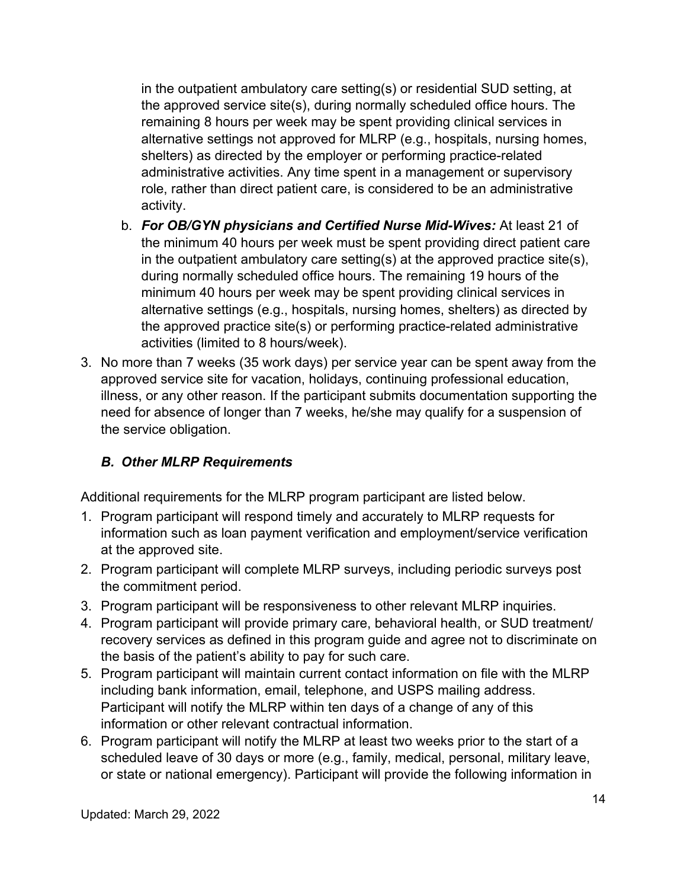in the outpatient ambulatory care setting(s) or residential SUD setting, at the approved service site(s), during normally scheduled office hours. The remaining 8 hours per week may be spent providing clinical services in alternative settings not approved for MLRP (e.g., hospitals, nursing homes, shelters) as directed by the employer or performing practice-related administrative activities. Any time spent in a management or supervisory role, rather than direct patient care, is considered to be an administrative activity.

   b. ***For OB/GYN physicians and Certified Nurse Mid-Wives:*** At least 21 of the minimum 40 hours per week must be spent providing direct patient care in the outpatient ambulatory care setting(s) at the approved practice site(s), during normally scheduled office hours. The remaining 19 hours of the minimum 40 hours per week may be spent providing clinical services in alternative settings (e.g., hospitals, nursing homes, shelters) as directed by the approved practice site(s) or performing practice-related administrative activities (limited to 8 hours/week).

3. No more than 7 weeks (35 work days) per service year can be spent away from the approved service site for vacation, holidays, continuing professional education, illness, or any other reason. If the participant submits documentation supporting the need for absence of longer than 7 weeks, he/she may qualify for a suspension of the service obligation.

### *B. Other MLRP Requirements*

Additional requirements for the MLRP program participant are listed below.

1. Program participant will respond timely and accurately to MLRP requests for information such as loan payment verification and employment/service verification at the approved site.
2. Program participant will complete MLRP surveys, including periodic surveys post the commitment period.
3. Program participant will be responsiveness to other relevant MLRP inquiries.
4. Program participant will provide primary care, behavioral health, or SUD treatment/ recovery services as defined in this program guide and agree not to discriminate on the basis of the patient's ability to pay for such care.
5. Program participant will maintain current contact information on file with the MLRP including bank information, email, telephone, and USPS mailing address. Participant will notify the MLRP within ten days of a change of any of this information or other relevant contractual information.
6. Program participant will notify the MLRP at least two weeks prior to the start of a scheduled leave of 30 days or more (e.g., family, medical, personal, military leave, or state or national emergency). Participant will provide the following information in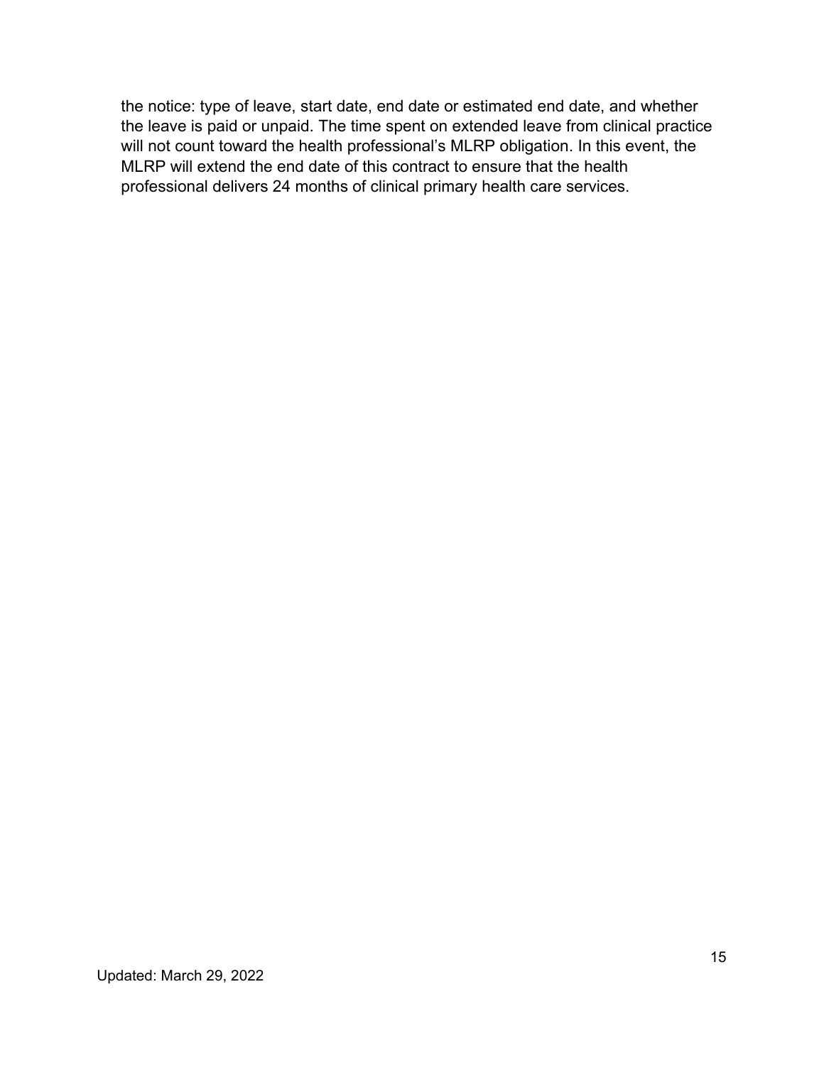the notice: type of leave, start date, end date or estimated end date, and whether the leave is paid or unpaid. The time spent on extended leave from clinical practice will not count toward the health professional's MLRP obligation. In this event, the MLRP will extend the end date of this contract to ensure that the health professional delivers 24 months of clinical primary health care services.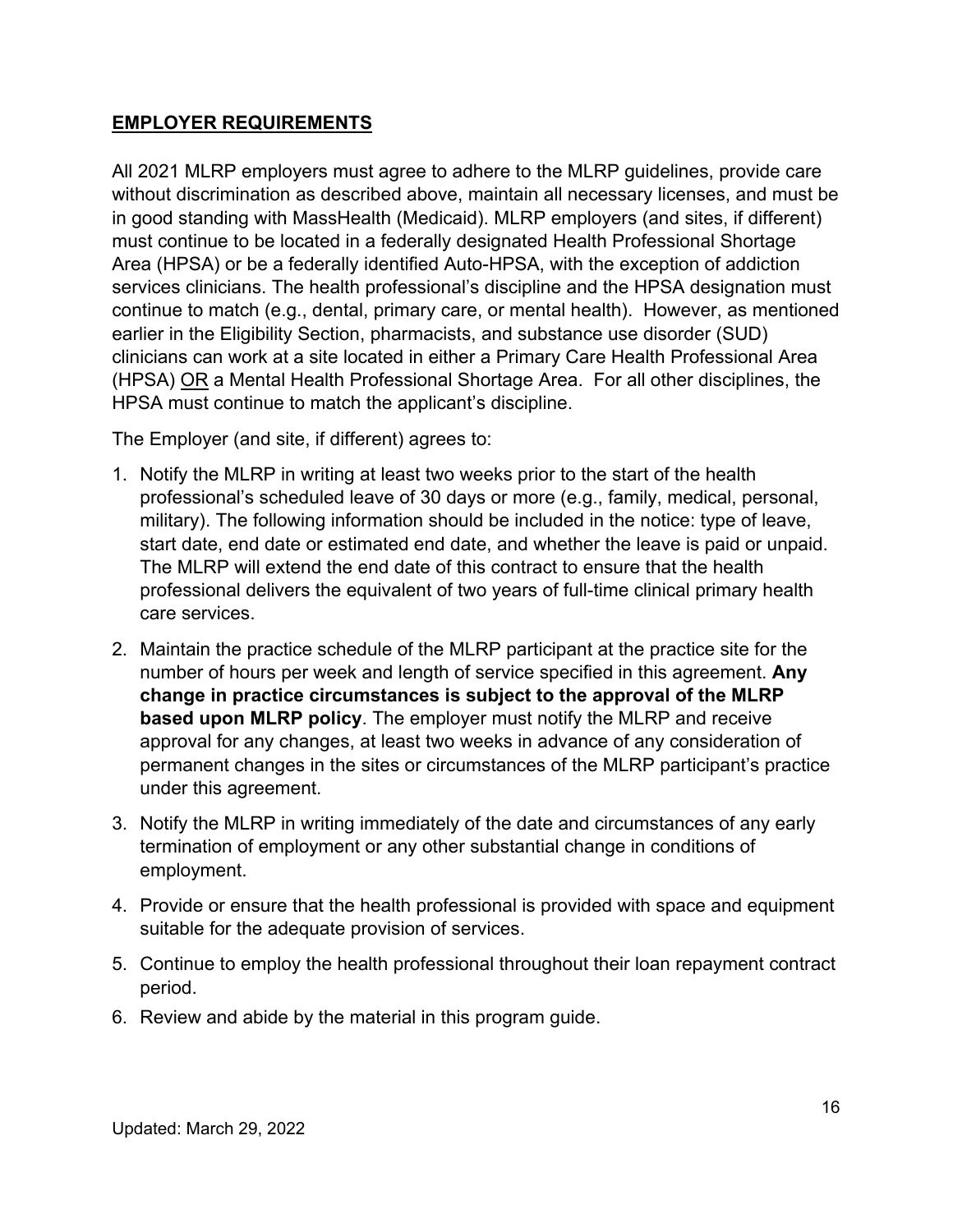## **EMPLOYER REQUIREMENTS**

All 2021 MLRP employers must agree to adhere to the MLRP guidelines, provide care without discrimination as described above, maintain all necessary licenses, and must be in good standing with MassHealth (Medicaid). MLRP employers (and sites, if different) must continue to be located in a federally designated Health Professional Shortage Area (HPSA) or be a federally identified Auto-HPSA, with the exception of addiction services clinicians. The health professional's discipline and the HPSA designation must continue to match (e.g., dental, primary care, or mental health). However, as mentioned earlier in the Eligibility Section, pharmacists, and substance use disorder (SUD) clinicians can work at a site located in either a Primary Care Health Professional Area (HPSA) <u>OR</u> a Mental Health Professional Shortage Area. For all other disciplines, the HPSA must continue to match the applicant's discipline.

The Employer (and site, if different) agrees to:

1. Notify the MLRP in writing at least two weeks prior to the start of the health professional's scheduled leave of 30 days or more (e.g., family, medical, personal, military). The following information should be included in the notice: type of leave, start date, end date or estimated end date, and whether the leave is paid or unpaid. The MLRP will extend the end date of this contract to ensure that the health professional delivers the equivalent of two years of full-time clinical primary health care services.
2. Maintain the practice schedule of the MLRP participant at the practice site for the number of hours per week and length of service specified in this agreement. **Any change in practice circumstances is subject to the approval of the MLRP based upon MLRP policy**. The employer must notify the MLRP and receive approval for any changes, at least two weeks in advance of any consideration of permanent changes in the sites or circumstances of the MLRP participant's practice under this agreement.
3. Notify the MLRP in writing immediately of the date and circumstances of any early termination of employment or any other substantial change in conditions of employment.
4. Provide or ensure that the health professional is provided with space and equipment suitable for the adequate provision of services.
5. Continue to employ the health professional throughout their loan repayment contract period.
6. Review and abide by the material in this program guide.

Updated: March 29, 2022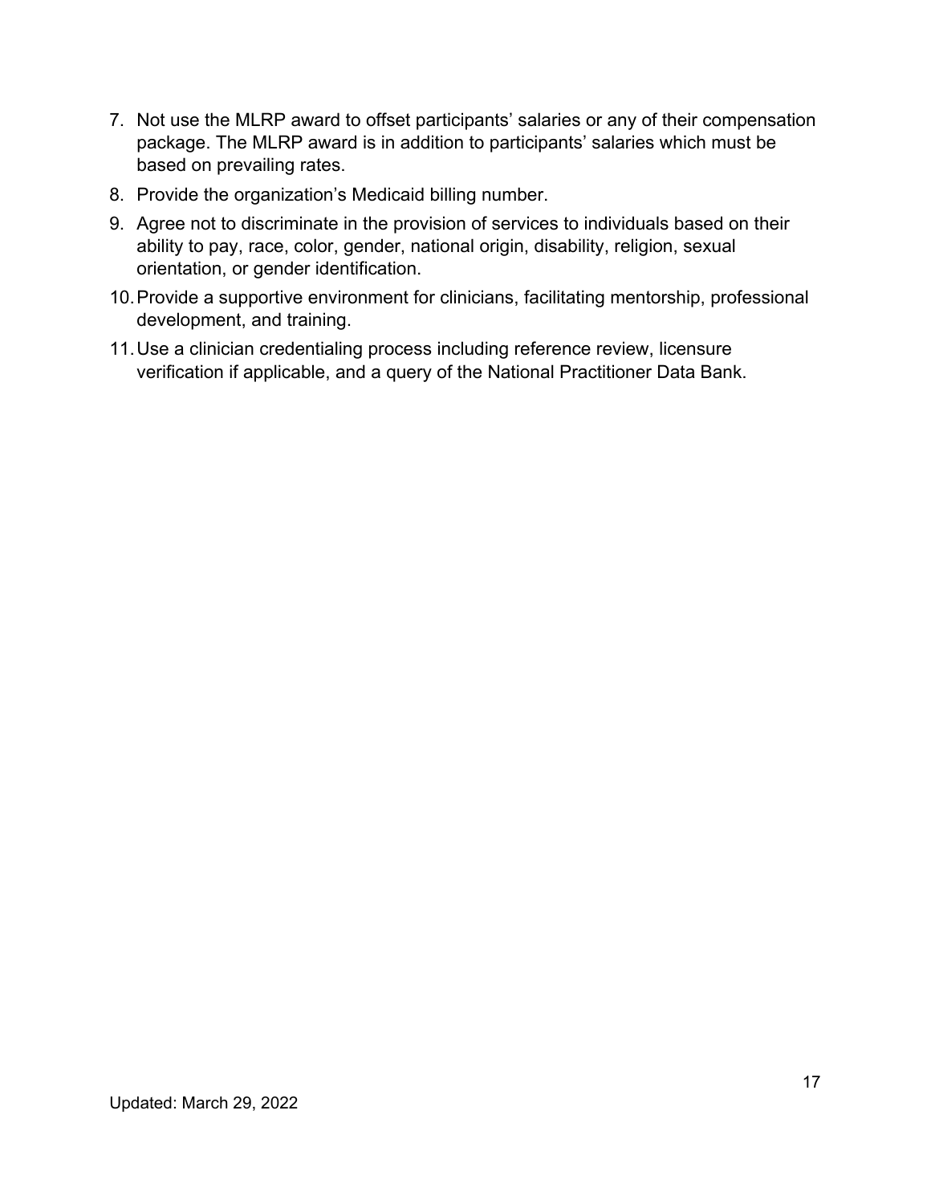7. Not use the MLRP award to offset participants' salaries or any of their compensation package. The MLRP award is in addition to participants' salaries which must be based on prevailing rates.
8. Provide the organization's Medicaid billing number.
9. Agree not to discriminate in the provision of services to individuals based on their ability to pay, race, color, gender, national origin, disability, religion, sexual orientation, or gender identification.
10. Provide a supportive environment for clinicians, facilitating mentorship, professional development, and training.
11. Use a clinician credentialing process including reference review, licensure verification if applicable, and a query of the National Practitioner Data Bank.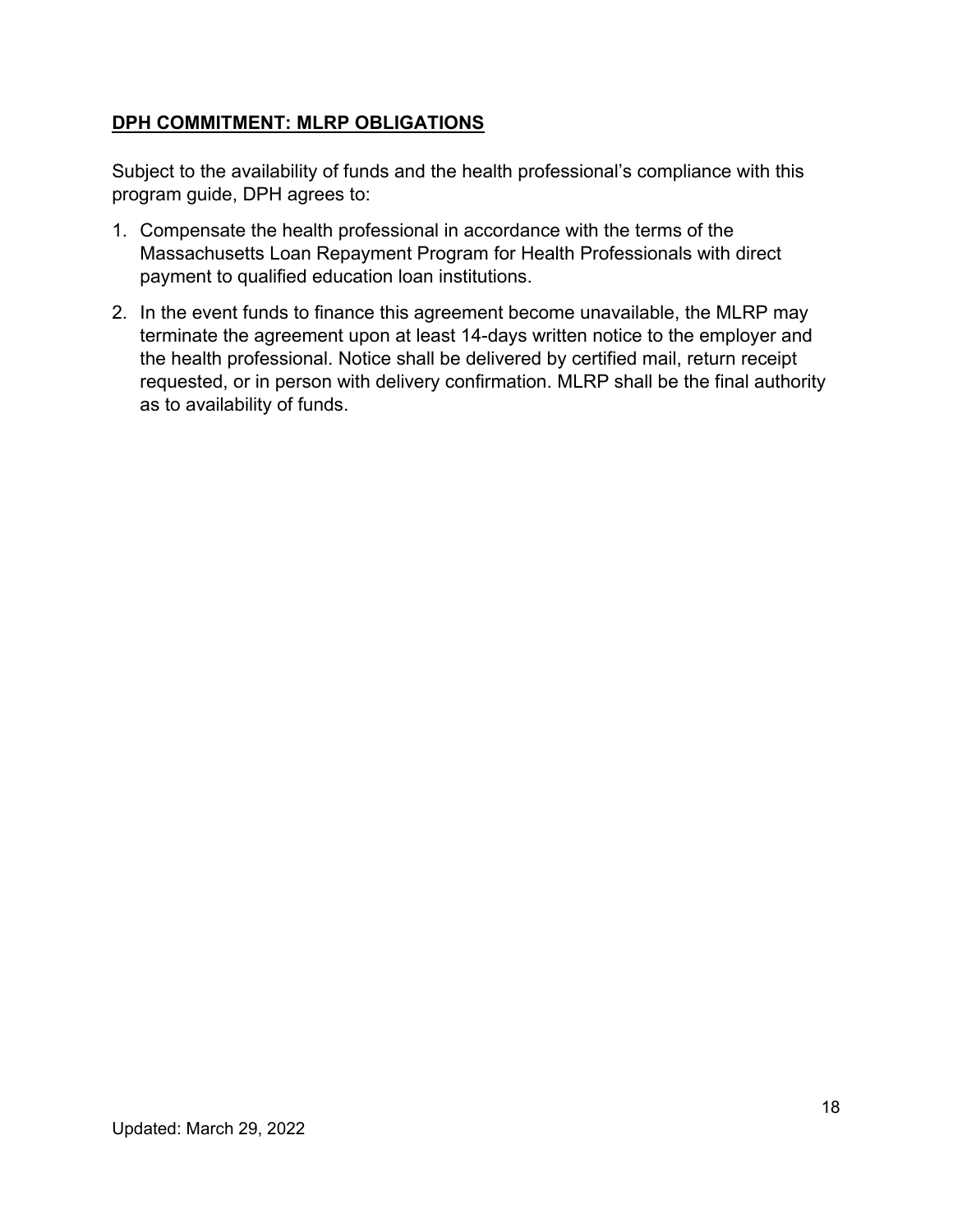## DPH COMMITMENT: MLRP OBLIGATIONS

Subject to the availability of funds and the health professional's compliance with this program guide, DPH agrees to:

1. Compensate the health professional in accordance with the terms of the Massachusetts Loan Repayment Program for Health Professionals with direct payment to qualified education loan institutions.
2. In the event funds to finance this agreement become unavailable, the MLRP may terminate the agreement upon at least 14-days written notice to the employer and the health professional. Notice shall be delivered by certified mail, return receipt requested, or in person with delivery confirmation. MLRP shall be the final authority as to availability of funds.

Updated: March 29, 2022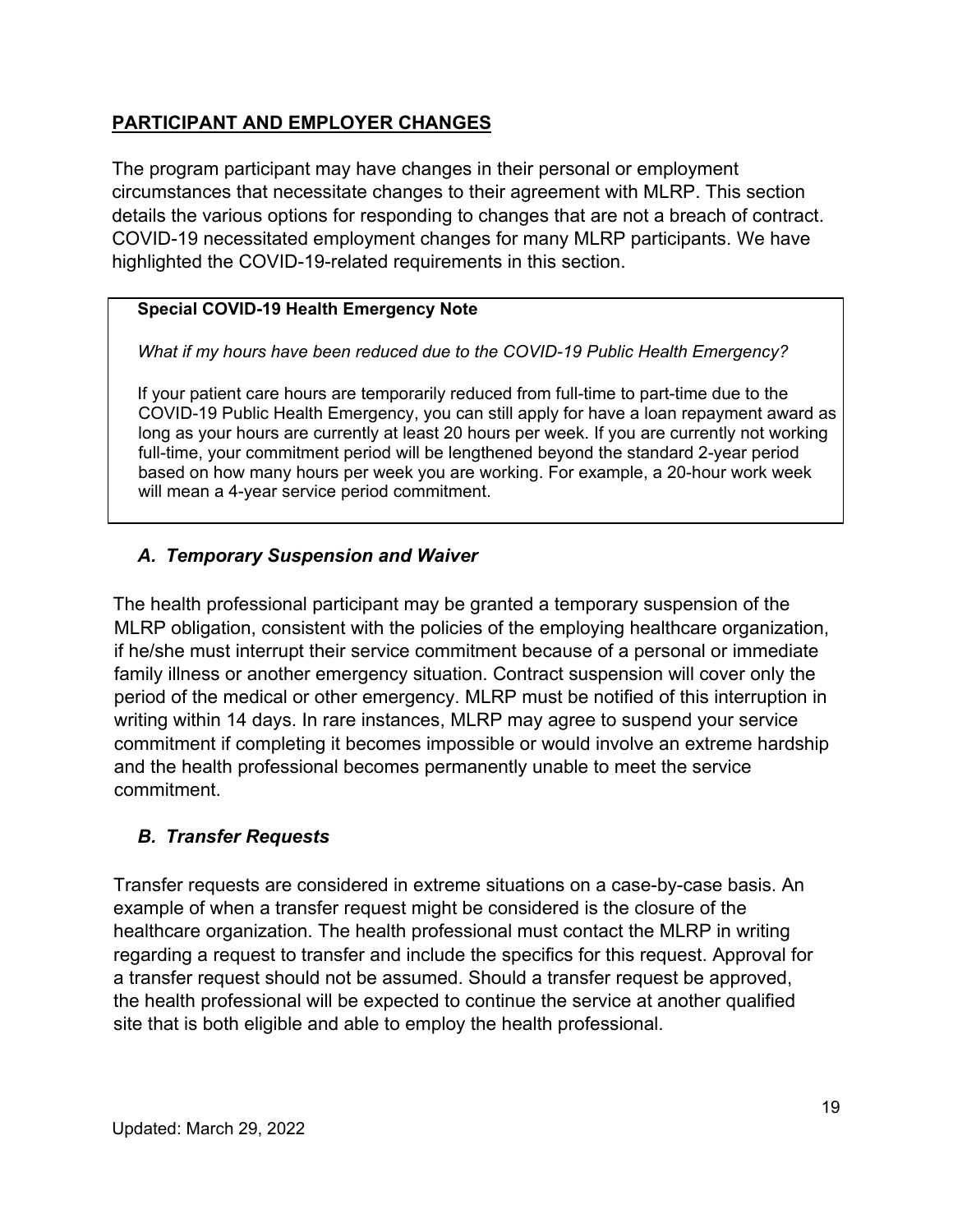## PARTICIPANT AND EMPLOYER CHANGES

The program participant may have changes in their personal or employment circumstances that necessitate changes to their agreement with MLRP. This section details the various options for responding to changes that are not a breach of contract. COVID-19 necessitated employment changes for many MLRP participants. We have highlighted the COVID-19-related requirements in this section.

> **Special COVID-19 Health Emergency Note**
>
> *What if my hours have been reduced due to the COVID-19 Public Health Emergency?*
>
> If your patient care hours are temporarily reduced from full-time to part-time due to the COVID-19 Public Health Emergency, you can still apply for have a loan repayment award as long as your hours are currently at least 20 hours per week. If you are currently not working full-time, your commitment period will be lengthened beyond the standard 2-year period based on how many hours per week you are working. For example, a 20-hour work week will mean a 4-year service period commitment.

### *A. Temporary Suspension and Waiver*

The health professional participant may be granted a temporary suspension of the MLRP obligation, consistent with the policies of the employing healthcare organization, if he/she must interrupt their service commitment because of a personal or immediate family illness or another emergency situation. Contract suspension will cover only the period of the medical or other emergency. MLRP must be notified of this interruption in writing within 14 days. In rare instances, MLRP may agree to suspend your service commitment if completing it becomes impossible or would involve an extreme hardship and the health professional becomes permanently unable to meet the service commitment.

### *B. Transfer Requests*

Transfer requests are considered in extreme situations on a case-by-case basis. An example of when a transfer request might be considered is the closure of the healthcare organization. The health professional must contact the MLRP in writing regarding a request to transfer and include the specifics for this request. Approval for a transfer request should not be assumed. Should a transfer request be approved, the health professional will be expected to continue the service at another qualified site that is both eligible and able to employ the health professional.

Updated: March 29, 2022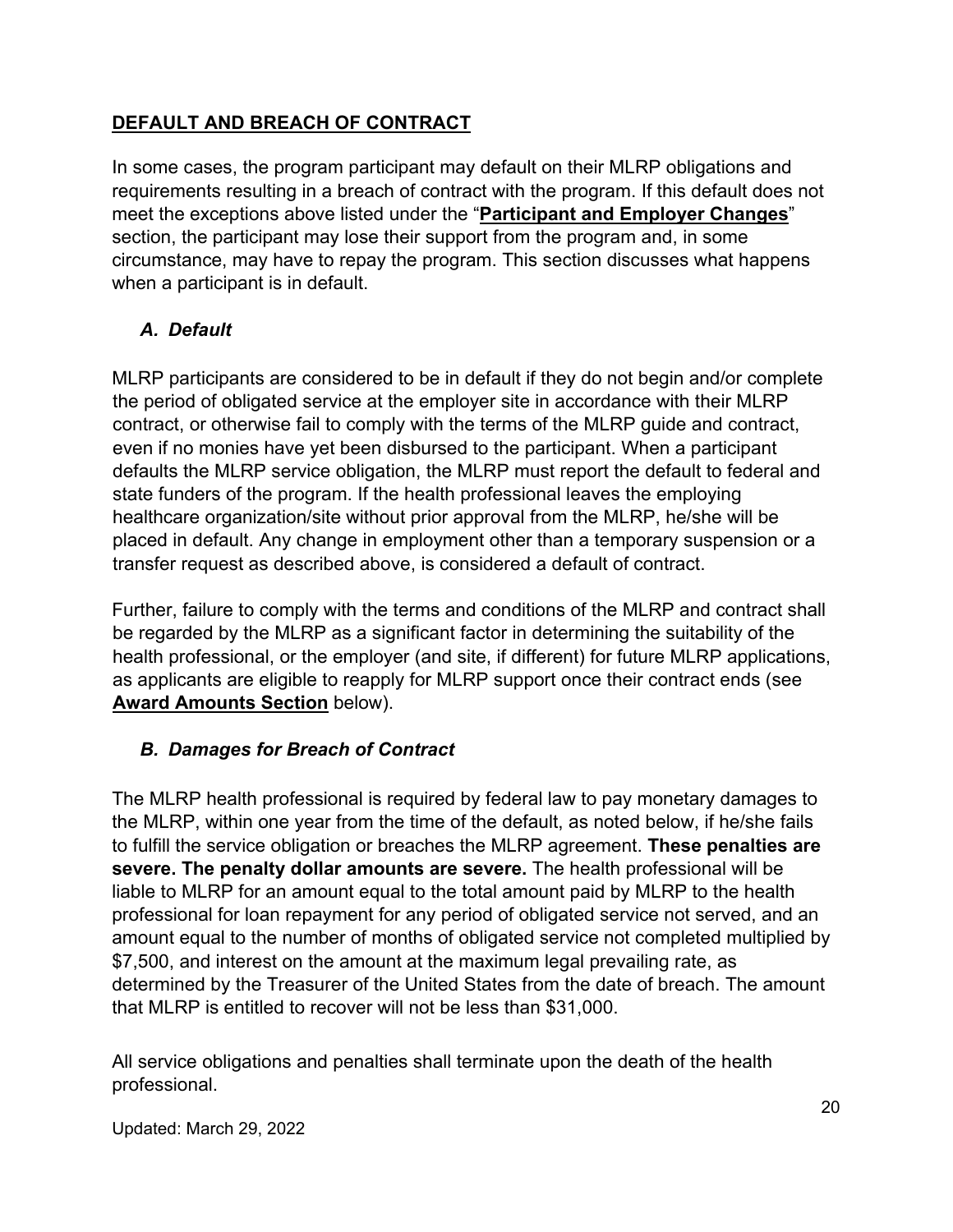## DEFAULT AND BREACH OF CONTRACT

In some cases, the program participant may default on their MLRP obligations and requirements resulting in a breach of contract with the program. If this default does not meet the exceptions above listed under the "**Participant and Employer Changes**" section, the participant may lose their support from the program and, in some circumstance, may have to repay the program. This section discusses what happens when a participant is in default.

### *A. Default*

MLRP participants are considered to be in default if they do not begin and/or complete the period of obligated service at the employer site in accordance with their MLRP contract, or otherwise fail to comply with the terms of the MLRP guide and contract, even if no monies have yet been disbursed to the participant. When a participant defaults the MLRP service obligation, the MLRP must report the default to federal and state funders of the program. If the health professional leaves the employing healthcare organization/site without prior approval from the MLRP, he/she will be placed in default. Any change in employment other than a temporary suspension or a transfer request as described above, is considered a default of contract.

Further, failure to comply with the terms and conditions of the MLRP and contract shall be regarded by the MLRP as a significant factor in determining the suitability of the health professional, or the employer (and site, if different) for future MLRP applications, as applicants are eligible to reapply for MLRP support once their contract ends (see **Award Amounts Section** below).

### *B. Damages for Breach of Contract*

The MLRP health professional is required by federal law to pay monetary damages to the MLRP, within one year from the time of the default, as noted below, if he/she fails to fulfill the service obligation or breaches the MLRP agreement. **These penalties are severe. The penalty dollar amounts are severe.** The health professional will be liable to MLRP for an amount equal to the total amount paid by MLRP to the health professional for loan repayment for any period of obligated service not served, and an amount equal to the number of months of obligated service not completed multiplied by $7,500, and interest on the amount at the maximum legal prevailing rate, as determined by the Treasurer of the United States from the date of breach. The amount that MLRP is entitled to recover will not be less than $31,000.

All service obligations and penalties shall terminate upon the death of the health professional.

Updated: March 29, 2022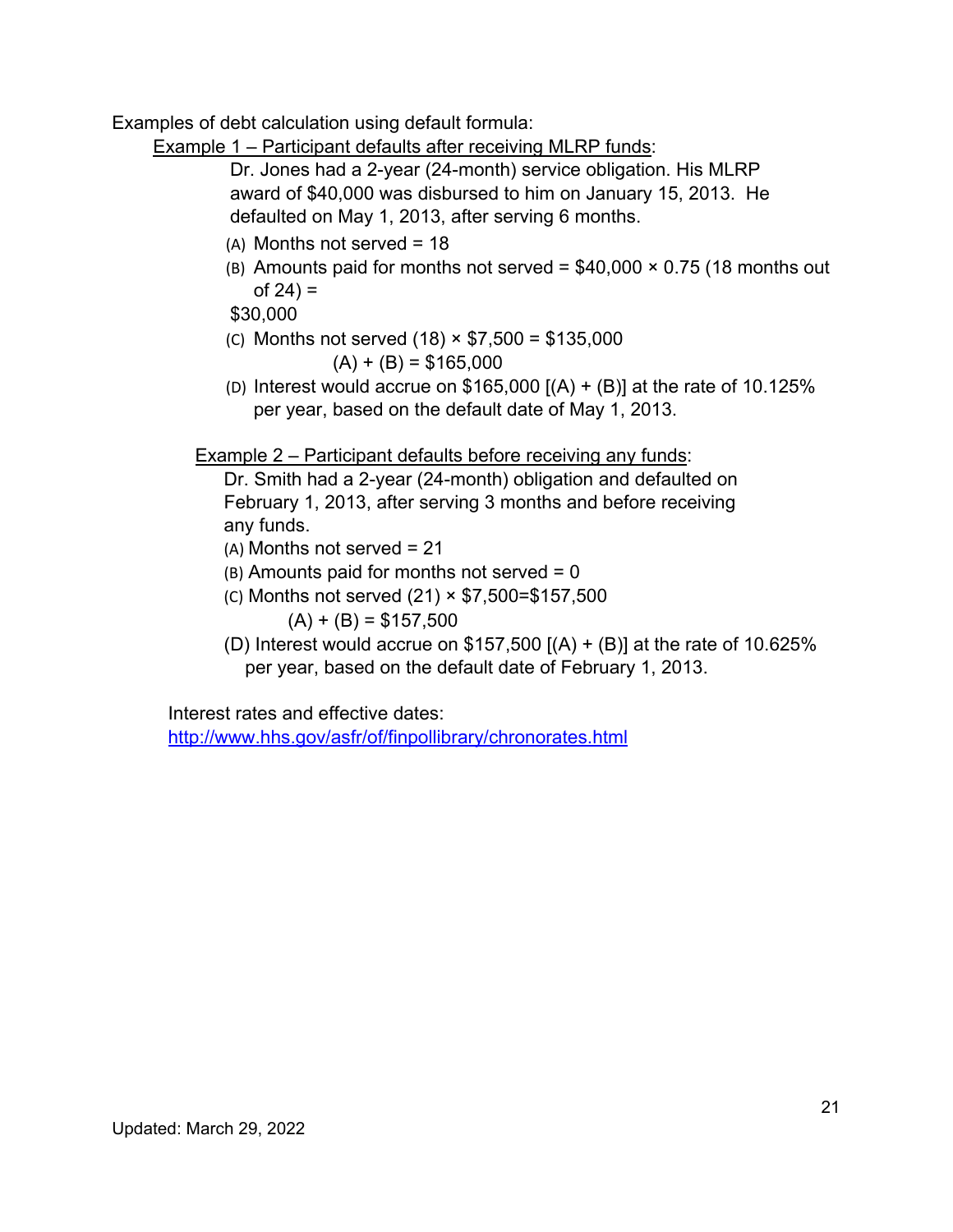Examples of debt calculation using default formula:

<u>Example 1 – Participant defaults after receiving MLRP funds</u>:

Dr. Jones had a 2-year (24-month) service obligation. His MLRP award of $40,000 was disbursed to him on January 15, 2013. He defaulted on May 1, 2013, after serving 6 months.

(A) Months not served = 18

(B) Amounts paid for months not served = $40,000 × 0.75 (18 months out of 24) =
$30,000

(C) Months not served (18) × $7,500 = $135,000
(A) + (B) = $165,000

(D) Interest would accrue on $165,000 [(A) + (B)] at the rate of 10.125% per year, based on the default date of May 1, 2013.

<u>Example 2 – Participant defaults before receiving any funds</u>:

Dr. Smith had a 2-year (24-month) obligation and defaulted on February 1, 2013, after serving 3 months and before receiving any funds.

(A) Months not served = 21

(B) Amounts paid for months not served = 0

(C) Months not served (21) × $7,500=$157,500
(A) + (B) = $157,500

(D) Interest would accrue on $157,500 [(A) + (B)] at the rate of 10.625% per year, based on the default date of February 1, 2013.

Interest rates and effective dates:
[http://www.hhs.gov/asfr/of/finpollibrary/chronorates.html](http://www.hhs.gov/asfr/of/finpollibrary/chronorates.html)

Updated: March 29, 2022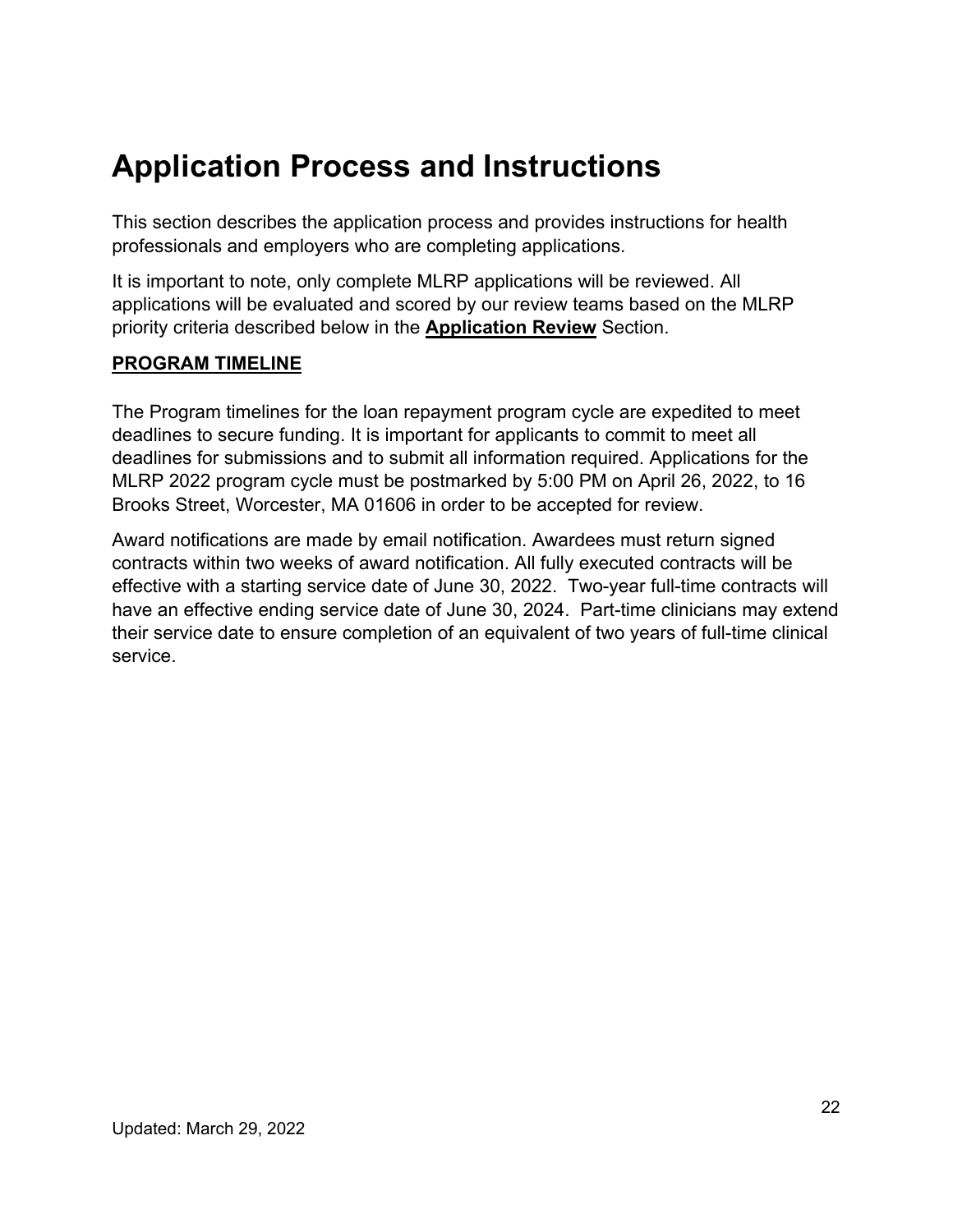# Application Process and Instructions

This section describes the application process and provides instructions for health professionals and employers who are completing applications.

It is important to note, only complete MLRP applications will be reviewed. All applications will be evaluated and scored by our review teams based on the MLRP priority criteria described below in the **Application Review** Section.

**PROGRAM TIMELINE**

The Program timelines for the loan repayment program cycle are expedited to meet deadlines to secure funding. It is important for applicants to commit to meet all deadlines for submissions and to submit all information required. Applications for the MLRP 2022 program cycle must be postmarked by 5:00 PM on April 26, 2022, to 16 Brooks Street, Worcester, MA 01606 in order to be accepted for review.

Award notifications are made by email notification. Awardees must return signed contracts within two weeks of award notification. All fully executed contracts will be effective with a starting service date of June 30, 2022. Two-year full-time contracts will have an effective ending service date of June 30, 2024. Part-time clinicians may extend their service date to ensure completion of an equivalent of two years of full-time clinical service.

Updated: March 29, 2022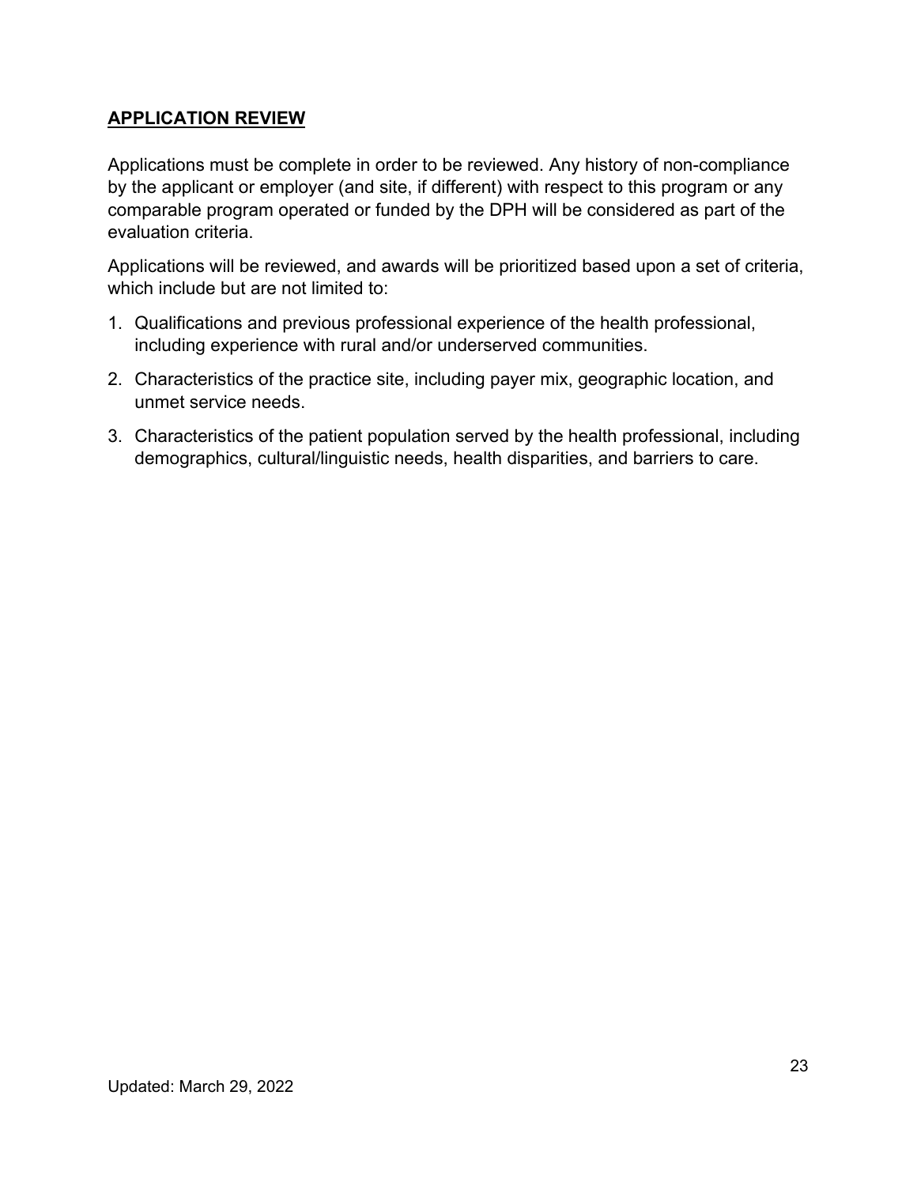## APPLICATION REVIEW

Applications must be complete in order to be reviewed. Any history of non-compliance by the applicant or employer (and site, if different) with respect to this program or any comparable program operated or funded by the DPH will be considered as part of the evaluation criteria.

Applications will be reviewed, and awards will be prioritized based upon a set of criteria, which include but are not limited to:

1. Qualifications and previous professional experience of the health professional, including experience with rural and/or underserved communities.
2. Characteristics of the practice site, including payer mix, geographic location, and unmet service needs.
3. Characteristics of the patient population served by the health professional, including demographics, cultural/linguistic needs, health disparities, and barriers to care.

Updated: March 29, 2022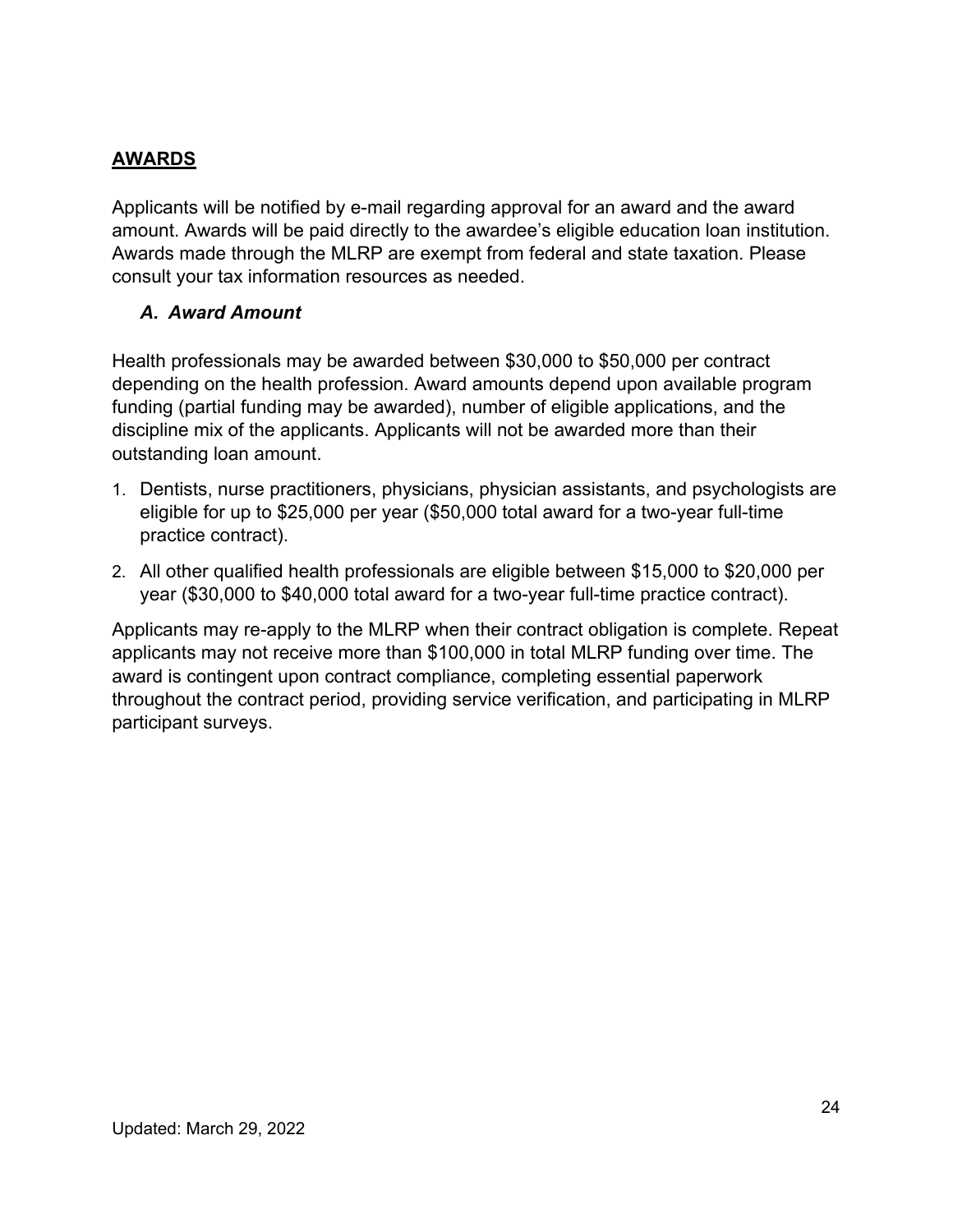## AWARDS

Applicants will be notified by e-mail regarding approval for an award and the award amount. Awards will be paid directly to the awardee's eligible education loan institution. Awards made through the MLRP are exempt from federal and state taxation. Please consult your tax information resources as needed.

### *A. Award Amount*

Health professionals may be awarded between $30,000 to $50,000 per contract depending on the health profession. Award amounts depend upon available program funding (partial funding may be awarded), number of eligible applications, and the discipline mix of the applicants. Applicants will not be awarded more than their outstanding loan amount.

1. Dentists, nurse practitioners, physicians, physician assistants, and psychologists are eligible for up to $25,000 per year ($50,000 total award for a two-year full-time practice contract).
2. All other qualified health professionals are eligible between $15,000 to $20,000 per year ($30,000 to $40,000 total award for a two-year full-time practice contract).

Applicants may re-apply to the MLRP when their contract obligation is complete. Repeat applicants may not receive more than $100,000 in total MLRP funding over time. The award is contingent upon contract compliance, completing essential paperwork throughout the contract period, providing service verification, and participating in MLRP participant surveys.

Updated: March 29, 2022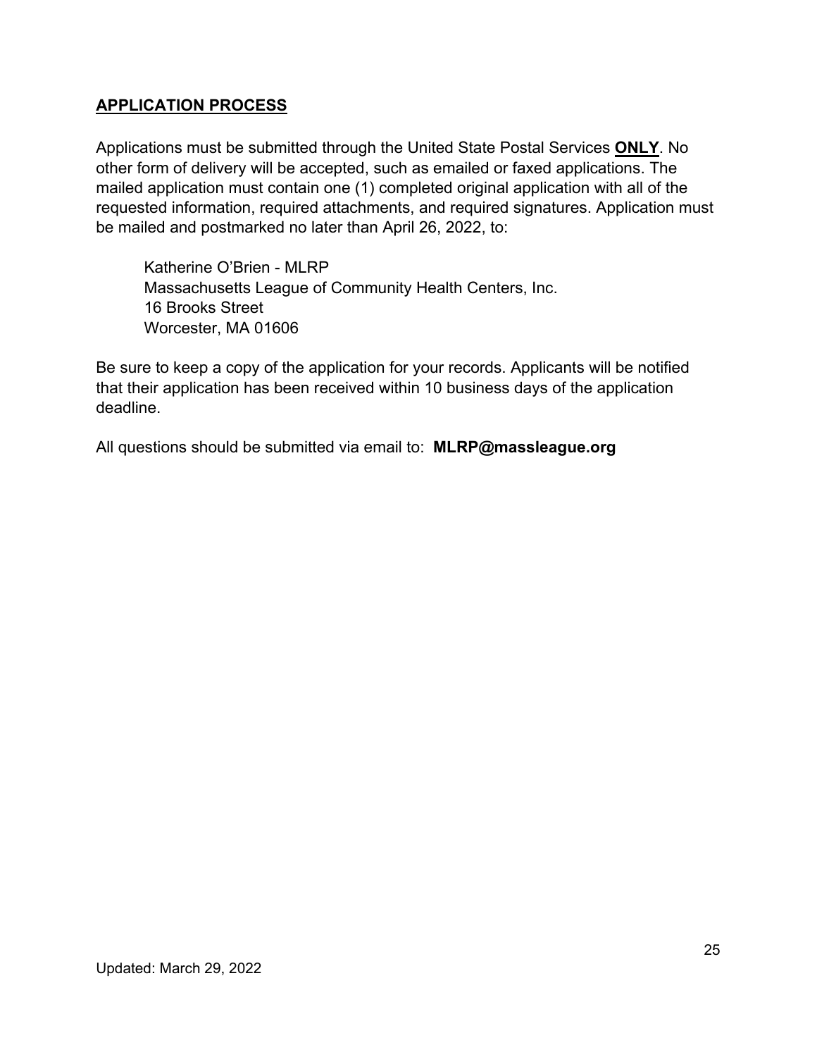## APPLICATION PROCESS

Applications must be submitted through the United State Postal Services **ONLY**. No other form of delivery will be accepted, such as emailed or faxed applications. The mailed application must contain one (1) completed original application with all of the requested information, required attachments, and required signatures. Application must be mailed and postmarked no later than April 26, 2022, to:

Katherine O'Brien - MLRP
Massachusetts League of Community Health Centers, Inc.
16 Brooks Street
Worcester, MA 01606

Be sure to keep a copy of the application for your records. Applicants will be notified that their application has been received within 10 business days of the application deadline.

All questions should be submitted via email to: **MLRP@massleague.org**

Updated: March 29, 2022